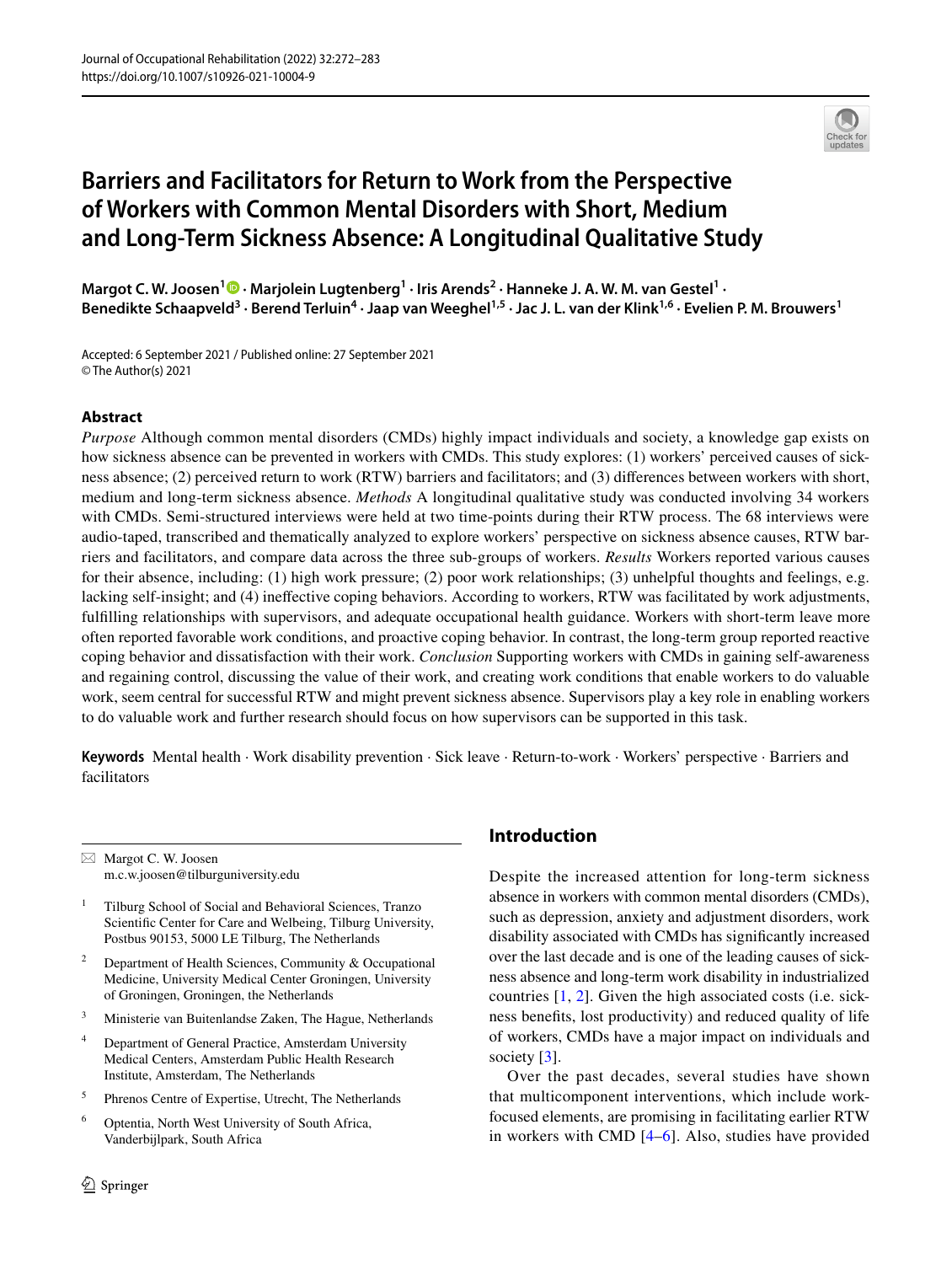# Barriers and Facilitators for Return to Work from the Perspective of Workers with Common Mental Disorders with Short, Medium and Long-Term Sickness Absence: A Longitudinal Qualitative Study

**Margot C. W. Joosen[1] · Marjolein Lugtenberg[1] · Iris Arends[2] · Hanneke J. A. W. M. van Gestel[1] · Benedikte Schaapveld[3] · Berend Terluin[4] · Jaap van Weeghel[1,5] · Jac J. L. van der Klink[1,6] · Evelien P. M. Brouwers[1]**

Accepted: 6 September 2021 / Published online: 27 September 2021
© The Author(s) 2021

## Abstract

*Purpose* Although common mental disorders (CMDs) highly impact individuals and society, a knowledge gap exists on how sickness absence can be prevented in workers with CMDs. This study explores: (1) workers' perceived causes of sickness absence; (2) perceived return to work (RTW) barriers and facilitators; and (3) differences between workers with short, medium and long-term sickness absence. *Methods* A longitudinal qualitative study was conducted involving 34 workers with CMDs. Semi-structured interviews were held at two time-points during their RTW process. The 68 interviews were audio-taped, transcribed and thematically analyzed to explore workers' perspective on sickness absence causes, RTW barriers and facilitators, and compare data across the three sub-groups of workers. *Results* Workers reported various causes for their absence, including: (1) high work pressure; (2) poor work relationships; (3) unhelpful thoughts and feelings, e.g. lacking self-insight; and (4) ineffective coping behaviors. According to workers, RTW was facilitated by work adjustments, fulfilling relationships with supervisors, and adequate occupational health guidance. Workers with short-term leave more often reported favorable work conditions, and proactive coping behavior. In contrast, the long-term group reported reactive coping behavior and dissatisfaction with their work. *Conclusion* Supporting workers with CMDs in gaining self-awareness and regaining control, discussing the value of their work, and creating work conditions that enable workers to do valuable work, seem central for successful RTW and might prevent sickness absence. Supervisors play a key role in enabling workers to do valuable work and further research should focus on how supervisors can be supported in this task.

**Keywords** Mental health · Work disability prevention · Sick leave · Return-to-work · Workers' perspective · Barriers and facilitators

✉ Margot C. W. Joosen
m.c.w.joosen@tilburguniversity.edu

1. Tilburg School of Social and Behavioral Sciences, Tranzo Scientific Center for Care and Welbeing, Tilburg University, Postbus 90153, 5000 LE Tilburg, The Netherlands
2. Department of Health Sciences, Community & Occupational Medicine, University Medical Center Groningen, University of Groningen, Groningen, the Netherlands
3. Ministerie van Buitenlandse Zaken, The Hague, Netherlands
4. Department of General Practice, Amsterdam University Medical Centers, Amsterdam Public Health Research Institute, Amsterdam, The Netherlands
5. Phrenos Centre of Expertise, Utrecht, The Netherlands
6. Optentia, North West University of South Africa, Vanderbijlpark, South Africa

## Introduction

Despite the increased attention for long-term sickness absence in workers with common mental disorders (CMDs), such as depression, anxiety and adjustment disorders, work disability associated with CMDs has significantly increased over the last decade and is one of the leading causes of sickness absence and long-term work disability in industrialized countries [1, 2]. Given the high associated costs (i.e. sickness benefits, lost productivity) and reduced quality of life of workers, CMDs have a major impact on individuals and society [3].

Over the past decades, several studies have shown that multicomponent interventions, which include work-focused elements, are promising in facilitating earlier RTW in workers with CMD [4–6]. Also, studies have provided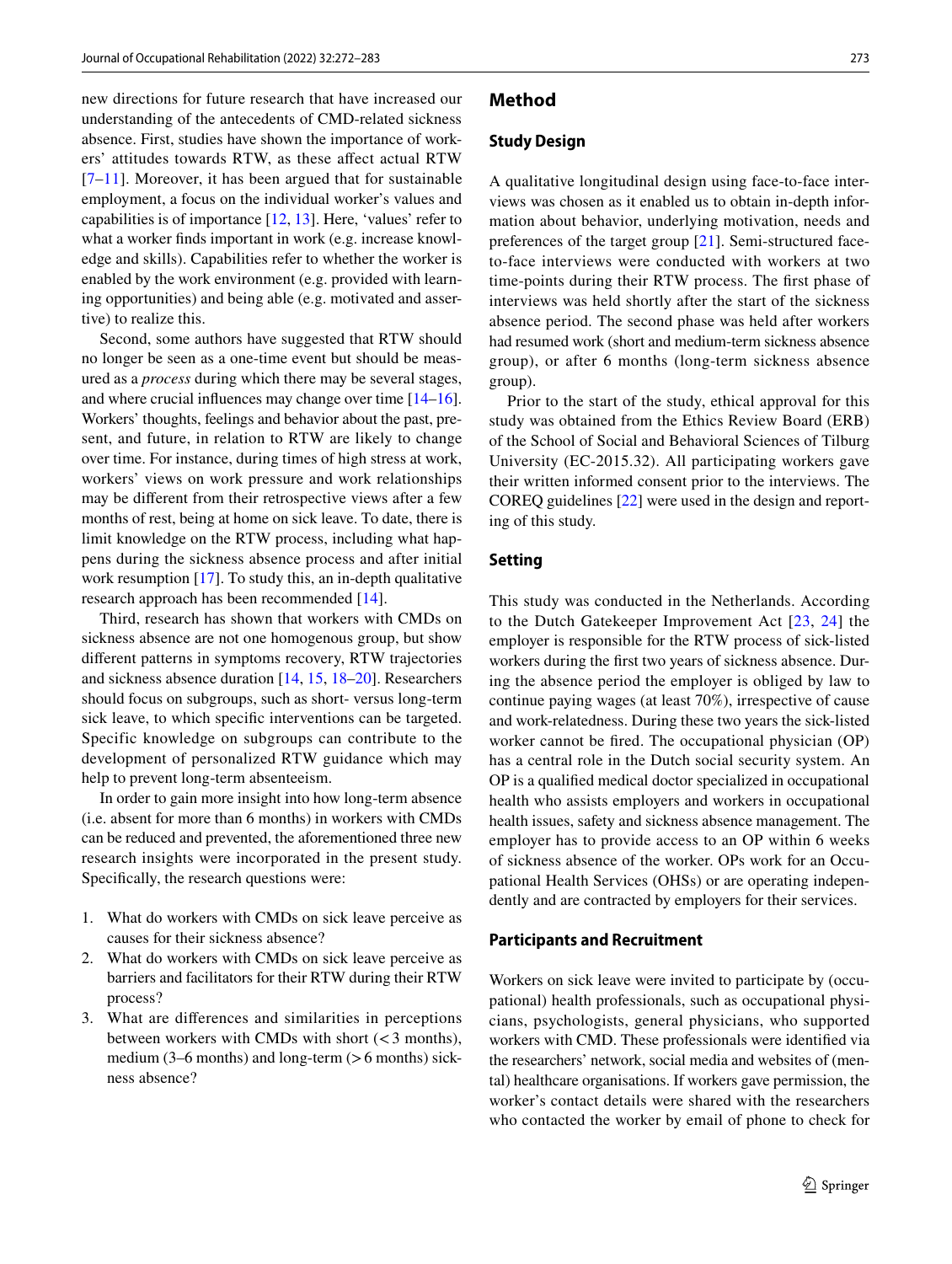new directions for future research that have increased our understanding of the antecedents of CMD-related sickness absence. First, studies have shown the importance of workers' attitudes towards RTW, as these affect actual RTW [7–11]. Moreover, it has been argued that for sustainable employment, a focus on the individual worker's values and capabilities is of importance [12, 13]. Here, 'values' refer to what a worker finds important in work (e.g. increase knowledge and skills). Capabilities refer to whether the worker is enabled by the work environment (e.g. provided with learning opportunities) and being able (e.g. motivated and assertive) to realize this.

Second, some authors have suggested that RTW should no longer be seen as a one-time event but should be measured as a *process* during which there may be several stages, and where crucial influences may change over time [14–16]. Workers' thoughts, feelings and behavior about the past, present, and future, in relation to RTW are likely to change over time. For instance, during times of high stress at work, workers' views on work pressure and work relationships may be different from their retrospective views after a few months of rest, being at home on sick leave. To date, there is limit knowledge on the RTW process, including what happens during the sickness absence process and after initial work resumption [17]. To study this, an in-depth qualitative research approach has been recommended [14].

Third, research has shown that workers with CMDs on sickness absence are not one homogenous group, but show different patterns in symptoms recovery, RTW trajectories and sickness absence duration [14, 15, 18–20]. Researchers should focus on subgroups, such as short- versus long-term sick leave, to which specific interventions can be targeted. Specific knowledge on subgroups can contribute to the development of personalized RTW guidance which may help to prevent long-term absenteeism.

In order to gain more insight into how long-term absence (i.e. absent for more than 6 months) in workers with CMDs can be reduced and prevented, the aforementioned three new research insights were incorporated in the present study. Specifically, the research questions were:

1. What do workers with CMDs on sick leave perceive as causes for their sickness absence?
2. What do workers with CMDs on sick leave perceive as barriers and facilitators for their RTW during their RTW process?
3. What are differences and similarities in perceptions between workers with CMDs with short (< 3 months), medium (3–6 months) and long-term (> 6 months) sickness absence?

## Method

### Study Design

A qualitative longitudinal design using face-to-face interviews was chosen as it enabled us to obtain in-depth information about behavior, underlying motivation, needs and preferences of the target group [21]. Semi-structured face-to-face interviews were conducted with workers at two time-points during their RTW process. The first phase of interviews was held shortly after the start of the sickness absence period. The second phase was held after workers had resumed work (short and medium-term sickness absence group), or after 6 months (long-term sickness absence group).

Prior to the start of the study, ethical approval for this study was obtained from the Ethics Review Board (ERB) of the School of Social and Behavioral Sciences of Tilburg University (EC-2015.32). All participating workers gave their written informed consent prior to the interviews. The COREQ guidelines [22] were used in the design and reporting of this study.

### Setting

This study was conducted in the Netherlands. According to the Dutch Gatekeeper Improvement Act [23, 24] the employer is responsible for the RTW process of sick-listed workers during the first two years of sickness absence. During the absence period the employer is obliged by law to continue paying wages (at least 70%), irrespective of cause and work-relatedness. During these two years the sick-listed worker cannot be fired. The occupational physician (OP) has a central role in the Dutch social security system. An OP is a qualified medical doctor specialized in occupational health who assists employers and workers in occupational health issues, safety and sickness absence management. The employer has to provide access to an OP within 6 weeks of sickness absence of the worker. OPs work for an Occupational Health Services (OHSs) or are operating independently and are contracted by employers for their services.

### Participants and Recruitment

Workers on sick leave were invited to participate by (occupational) health professionals, such as occupational physicians, psychologists, general physicians, who supported workers with CMD. These professionals were identified via the researchers' network, social media and websites of (mental) healthcare organisations. If workers gave permission, the worker's contact details were shared with the researchers who contacted the worker by email of phone to check for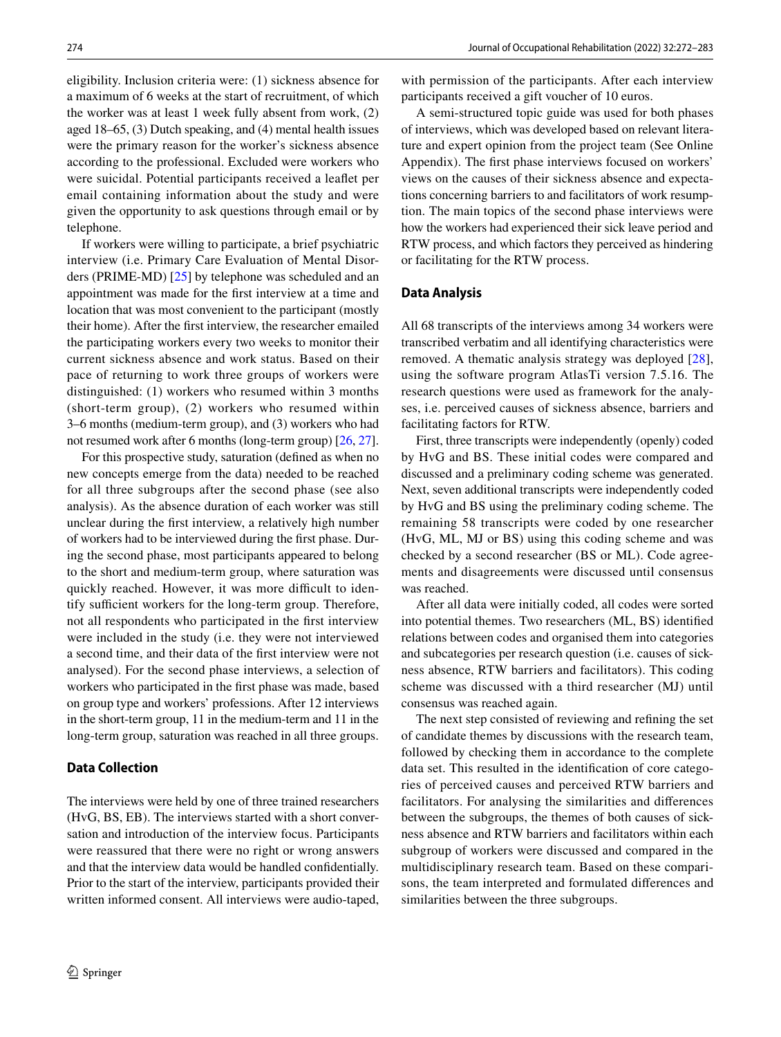eligibility. Inclusion criteria were: (1) sickness absence for a maximum of 6 weeks at the start of recruitment, of which the worker was at least 1 week fully absent from work, (2) aged 18–65, (3) Dutch speaking, and (4) mental health issues were the primary reason for the worker's sickness absence according to the professional. Excluded were workers who were suicidal. Potential participants received a leaflet per email containing information about the study and were given the opportunity to ask questions through email or by telephone.

If workers were willing to participate, a brief psychiatric interview (i.e. Primary Care Evaluation of Mental Disorders (PRIME-MD) [25] by telephone was scheduled and an appointment was made for the first interview at a time and location that was most convenient to the participant (mostly their home). After the first interview, the researcher emailed the participating workers every two weeks to monitor their current sickness absence and work status. Based on their pace of returning to work three groups of workers were distinguished: (1) workers who resumed within 3 months (short-term group), (2) workers who resumed within 3–6 months (medium-term group), and (3) workers who had not resumed work after 6 months (long-term group) [26, 27].

For this prospective study, saturation (defined as when no new concepts emerge from the data) needed to be reached for all three subgroups after the second phase (see also analysis). As the absence duration of each worker was still unclear during the first interview, a relatively high number of workers had to be interviewed during the first phase. During the second phase, most participants appeared to belong to the short and medium-term group, where saturation was quickly reached. However, it was more difficult to identify sufficient workers for the long-term group. Therefore, not all respondents who participated in the first interview were included in the study (i.e. they were not interviewed a second time, and their data of the first interview were not analysed). For the second phase interviews, a selection of workers who participated in the first phase was made, based on group type and workers' professions. After 12 interviews in the short-term group, 11 in the medium-term and 11 in the long-term group, saturation was reached in all three groups.

### Data Collection

The interviews were held by one of three trained researchers (HvG, BS, EB). The interviews started with a short conversation and introduction of the interview focus. Participants were reassured that there were no right or wrong answers and that the interview data would be handled confidentially. Prior to the start of the interview, participants provided their written informed consent. All interviews were audio-taped, with permission of the participants. After each interview participants received a gift voucher of 10 euros.

A semi-structured topic guide was used for both phases of interviews, which was developed based on relevant literature and expert opinion from the project team (See Online Appendix). The first phase interviews focused on workers' views on the causes of their sickness absence and expectations concerning barriers to and facilitators of work resumption. The main topics of the second phase interviews were how the workers had experienced their sick leave period and RTW process, and which factors they perceived as hindering or facilitating for the RTW process.

### Data Analysis

All 68 transcripts of the interviews among 34 workers were transcribed verbatim and all identifying characteristics were removed. A thematic analysis strategy was deployed [28], using the software program AtlasTi version 7.5.16. The research questions were used as framework for the analyses, i.e. perceived causes of sickness absence, barriers and facilitating factors for RTW.

First, three transcripts were independently (openly) coded by HvG and BS. These initial codes were compared and discussed and a preliminary coding scheme was generated. Next, seven additional transcripts were independently coded by HvG and BS using the preliminary coding scheme. The remaining 58 transcripts were coded by one researcher (HvG, ML, MJ or BS) using this coding scheme and was checked by a second researcher (BS or ML). Code agreements and disagreements were discussed until consensus was reached.

After all data were initially coded, all codes were sorted into potential themes. Two researchers (ML, BS) identified relations between codes and organised them into categories and subcategories per research question (i.e. causes of sickness absence, RTW barriers and facilitators). This coding scheme was discussed with a third researcher (MJ) until consensus was reached again.

The next step consisted of reviewing and refining the set of candidate themes by discussions with the research team, followed by checking them in accordance to the complete data set. This resulted in the identification of core categories of perceived causes and perceived RTW barriers and facilitators. For analysing the similarities and differences between the subgroups, the themes of both causes of sickness absence and RTW barriers and facilitators within each subgroup of workers were discussed and compared in the multidisciplinary research team. Based on these comparisons, the team interpreted and formulated differences and similarities between the three subgroups.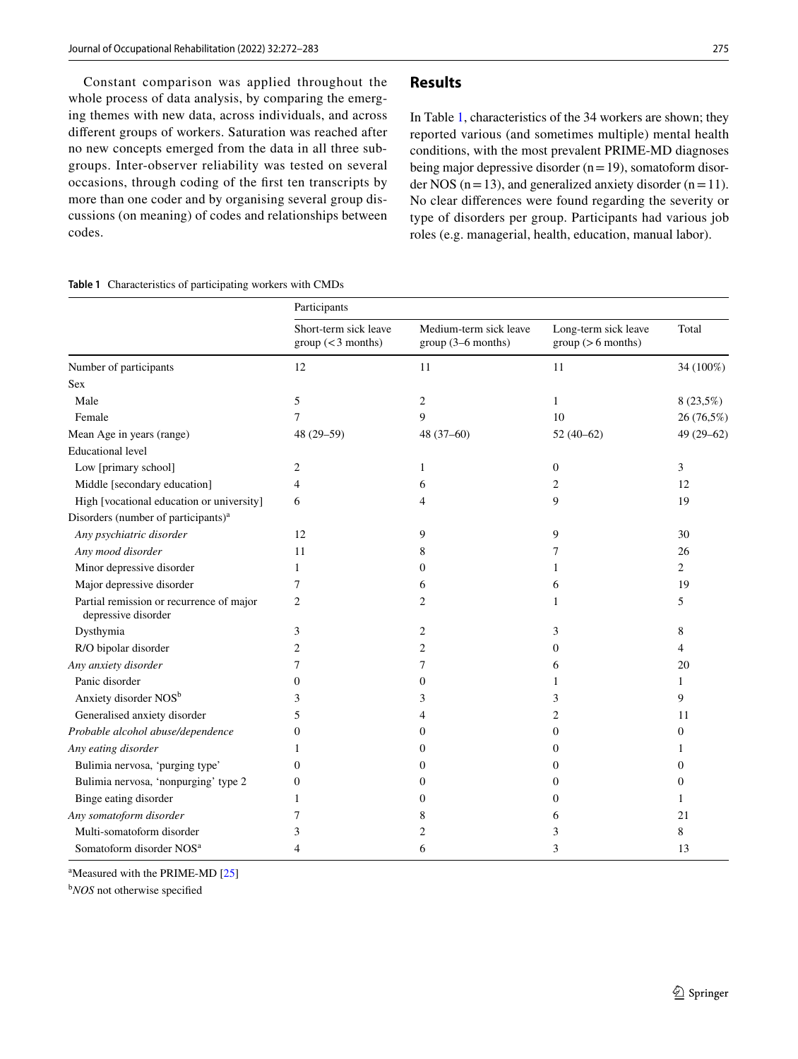Constant comparison was applied throughout the whole process of data analysis, by comparing the emerging themes with new data, across individuals, and across different groups of workers. Saturation was reached after no new concepts emerged from the data in all three subgroups. Inter-observer reliability was tested on several occasions, through coding of the first ten transcripts by more than one coder and by organising several group discussions (on meaning) of codes and relationships between codes.

## Results

In Table 1, characteristics of the 34 workers are shown; they reported various (and sometimes multiple) mental health conditions, with the most prevalent PRIME-MD diagnoses being major depressive disorder (n = 19), somatoform disorder NOS (n = 13), and generalized anxiety disorder (n = 11). No clear differences were found regarding the severity or type of disorders per group. Participants had various job roles (e.g. managerial, health, education, manual labor).

**Table 1** Characteristics of participating workers with CMDs

| | Participants | | | |
|---|---|---|---|---|
| | Short-term sick leave group (< 3 months) | Medium-term sick leave group (3–6 months) | Long-term sick leave group (> 6 months) | Total |
| Number of participants | 12 | 11 | 11 | 34 (100%) |
| Sex | | | | |
| Male | 5 | 2 | 1 | 8 (23,5%) |
| Female | 7 | 9 | 10 | 26 (76,5%) |
| Mean Age in years (range) | 48 (29–59) | 48 (37–60) | 52 (40–62) | 49 (29–62) |
| Educational level | | | | |
| Low [primary school] | 2 | 1 | 0 | 3 |
| Middle [secondary education] | 4 | 6 | 2 | 12 |
| High [vocational education or university] | 6 | 4 | 9 | 19 |
| Disorders (number of participants)[a] | | | | |
| *Any psychiatric disorder* | 12 | 9 | 9 | 30 |
| *Any mood disorder* | 11 | 8 | 7 | 26 |
| Minor depressive disorder | 1 | 0 | 1 | 2 |
| Major depressive disorder | 7 | 6 | 6 | 19 |
| Partial remission or recurrence of major depressive disorder | 2 | 2 | 1 | 5 |
| Dysthymia | 3 | 2 | 3 | 8 |
| R/O bipolar disorder | 2 | 2 | 0 | 4 |
| *Any anxiety disorder* | 7 | 7 | 6 | 20 |
| Panic disorder | 0 | 0 | 1 | 1 |
| Anxiety disorder NOS[b] | 3 | 3 | 3 | 9 |
| Generalised anxiety disorder | 5 | 4 | 2 | 11 |
| *Probable alcohol abuse/dependence* | 0 | 0 | 0 | 0 |
| *Any eating disorder* | 1 | 0 | 0 | 1 |
| Bulimia nervosa, 'purging type' | 0 | 0 | 0 | 0 |
| Bulimia nervosa, 'nonpurging' type 2 | 0 | 0 | 0 | 0 |
| Binge eating disorder | 1 | 0 | 0 | 1 |
| *Any somatoform disorder* | 7 | 8 | 6 | 21 |
| Multi-somatoform disorder | 3 | 2 | 3 | 8 |
| Somatoform disorder NOS[a] | 4 | 6 | 3 | 13 |

[a]Measured with the PRIME-MD [25]

[b]*NOS* not otherwise specified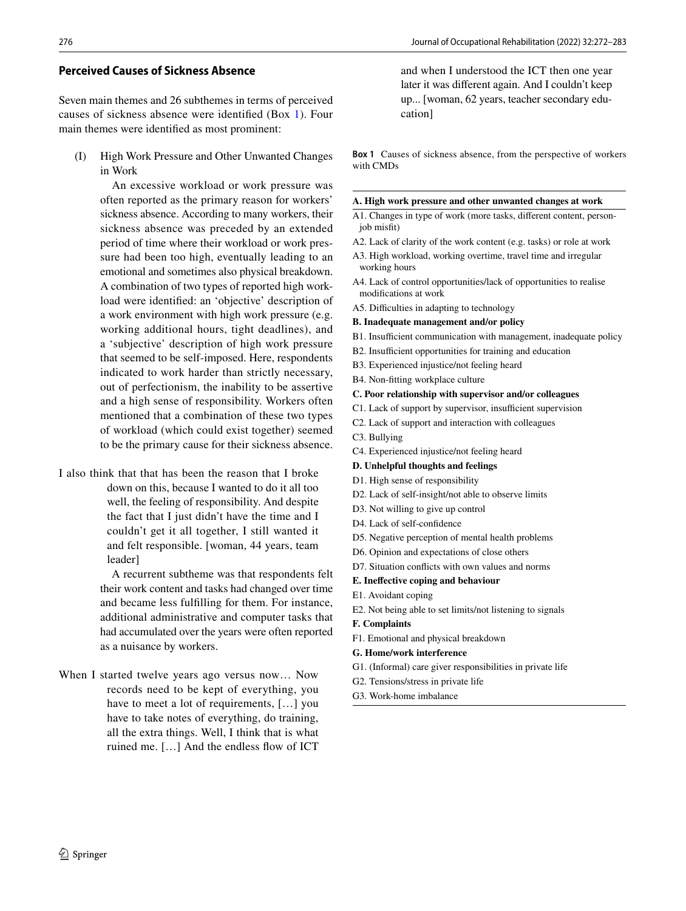### Perceived Causes of Sickness Absence

Seven main themes and 26 subthemes in terms of perceived causes of sickness absence were identified (Box 1). Four main themes were identified as most prominent:

(I) High Work Pressure and Other Unwanted Changes in Work

An excessive workload or work pressure was often reported as the primary reason for workers' sickness absence. According to many workers, their sickness absence was preceded by an extended period of time where their workload or work pressure had been too high, eventually leading to an emotional and sometimes also physical breakdown. A combination of two types of reported high workload were identified: an 'objective' description of a work environment with high work pressure (e.g. working additional hours, tight deadlines), and a 'subjective' description of high work pressure that seemed to be self-imposed. Here, respondents indicated to work harder than strictly necessary, out of perfectionism, the inability to be assertive and a high sense of responsibility. Workers often mentioned that a combination of these two types of workload (which could exist together) seemed to be the primary cause for their sickness absence.

> I also think that that has been the reason that I broke down on this, because I wanted to do it all too well, the feeling of responsibility. And despite the fact that I just didn't have the time and I couldn't get it all together, I still wanted it and felt responsible. [woman, 44 years, team leader]

A recurrent subtheme was that respondents felt their work content and tasks had changed over time and became less fulfilling for them. For instance, additional administrative and computer tasks that had accumulated over the years were often reported as a nuisance by workers.

> When I started twelve years ago versus now… Now records need to be kept of everything, you have to meet a lot of requirements, […] you have to take notes of everything, do training, all the extra things. Well, I think that is what ruined me. […] And the endless flow of ICT and when I understood the ICT then one year later it was different again. And I couldn't keep up... [woman, 62 years, teacher secondary education]

**Box 1** Causes of sickness absence, from the perspective of workers with CMDs

**A. High work pressure and other unwanted changes at work**

- A1. Changes in type of work (more tasks, different content, person-job misfit)
- A2. Lack of clarity of the work content (e.g. tasks) or role at work
- A3. High workload, working overtime, travel time and irregular working hours
- A4. Lack of control opportunities/lack of opportunities to realise modifications at work
- A5. Difficulties in adapting to technology

**B. Inadequate management and/or policy**

- B1. Insufficient communication with management, inadequate policy
- B2. Insufficient opportunities for training and education
- B3. Experienced injustice/not feeling heard
- B4. Non-fitting workplace culture

**C. Poor relationship with supervisor and/or colleagues**

- C1. Lack of support by supervisor, insufficient supervision
- C2. Lack of support and interaction with colleagues
- C3. Bullying
- C4. Experienced injustice/not feeling heard

**D. Unhelpful thoughts and feelings**

- D1. High sense of responsibility
- D2. Lack of self-insight/not able to observe limits
- D3. Not willing to give up control
- D4. Lack of self-confidence
- D5. Negative perception of mental health problems
- D6. Opinion and expectations of close others
- D7. Situation conflicts with own values and norms

**E. Ineffective coping and behaviour**

- E1. Avoidant coping
- E2. Not being able to set limits/not listening to signals

**F. Complaints**

- F1. Emotional and physical breakdown

**G. Home/work interference**

- G1. (Informal) care giver responsibilities in private life
- G2. Tensions/stress in private life
- G3. Work-home imbalance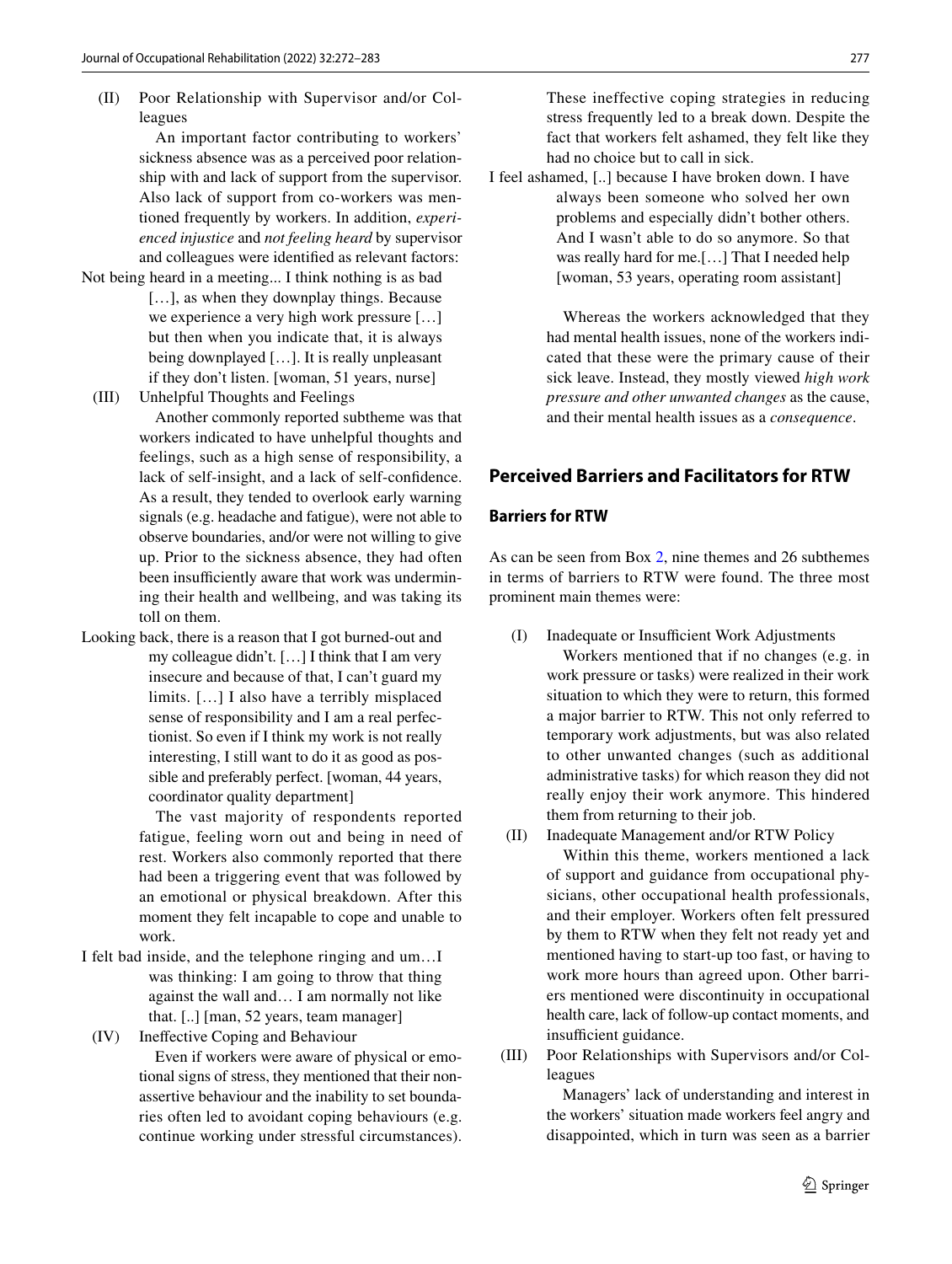(II) Poor Relationship with Supervisor and/or Colleagues

An important factor contributing to workers' sickness absence was as a perceived poor relationship with and lack of support from the supervisor. Also lack of support from co-workers was mentioned frequently by workers. In addition, *experienced injustice* and *not feeling heard* by supervisor and colleagues were identified as relevant factors:

> Not being heard in a meeting... I think nothing is as bad […], as when they downplay things. Because we experience a very high work pressure […] but then when you indicate that, it is always being downplayed […]. It is really unpleasant if they don't listen. [woman, 51 years, nurse]

(III) Unhelpful Thoughts and Feelings

Another commonly reported subtheme was that workers indicated to have unhelpful thoughts and feelings, such as a high sense of responsibility, a lack of self-insight, and a lack of self-confidence. As a result, they tended to overlook early warning signals (e.g. headache and fatigue), were not able to observe boundaries, and/or were not willing to give up. Prior to the sickness absence, they had often been insufficiently aware that work was undermining their health and wellbeing, and was taking its toll on them.

> Looking back, there is a reason that I got burned-out and my colleague didn't. […] I think that I am very insecure and because of that, I can't guard my limits. […] I also have a terribly misplaced sense of responsibility and I am a real perfectionist. So even if I think my work is not really interesting, I still want to do it as good as possible and preferably perfect. [woman, 44 years, coordinator quality department]

The vast majority of respondents reported fatigue, feeling worn out and being in need of rest. Workers also commonly reported that there had been a triggering event that was followed by an emotional or physical breakdown. After this moment they felt incapable to cope and unable to work.

> I felt bad inside, and the telephone ringing and um…I was thinking: I am going to throw that thing against the wall and… I am normally not like that. [..] [man, 52 years, team manager]

(IV) Ineffective Coping and Behaviour

Even if workers were aware of physical or emotional signs of stress, they mentioned that their non-assertive behaviour and the inability to set boundaries often led to avoidant coping behaviours (e.g. continue working under stressful circumstances). These ineffective coping strategies in reducing stress frequently led to a break down. Despite the fact that workers felt ashamed, they felt like they had no choice but to call in sick.

> I feel ashamed, [..] because I have broken down. I have always been someone who solved her own problems and especially didn't bother others. And I wasn't able to do so anymore. So that was really hard for me.[…] That I needed help [woman, 53 years, operating room assistant]

Whereas the workers acknowledged that they had mental health issues, none of the workers indicated that these were the primary cause of their sick leave. Instead, they mostly viewed *high work pressure and other unwanted changes* as the cause, and their mental health issues as a *consequence*.

## Perceived Barriers and Facilitators for RTW

### Barriers for RTW

As can be seen from Box 2, nine themes and 26 subthemes in terms of barriers to RTW were found. The three most prominent main themes were:

(I) Inadequate or Insufficient Work Adjustments

Workers mentioned that if no changes (e.g. in work pressure or tasks) were realized in their work situation to which they were to return, this formed a major barrier to RTW. This not only referred to temporary work adjustments, but was also related to other unwanted changes (such as additional administrative tasks) for which reason they did not really enjoy their work anymore. This hindered them from returning to their job.

(II) Inadequate Management and/or RTW Policy

Within this theme, workers mentioned a lack of support and guidance from occupational physicians, other occupational health professionals, and their employer. Workers often felt pressured by them to RTW when they felt not ready yet and mentioned having to start-up too fast, or having to work more hours than agreed upon. Other barriers mentioned were discontinuity in occupational health care, lack of follow-up contact moments, and insufficient guidance.

(III) Poor Relationships with Supervisors and/or Colleagues

Managers' lack of understanding and interest in the workers' situation made workers feel angry and disappointed, which in turn was seen as a barrier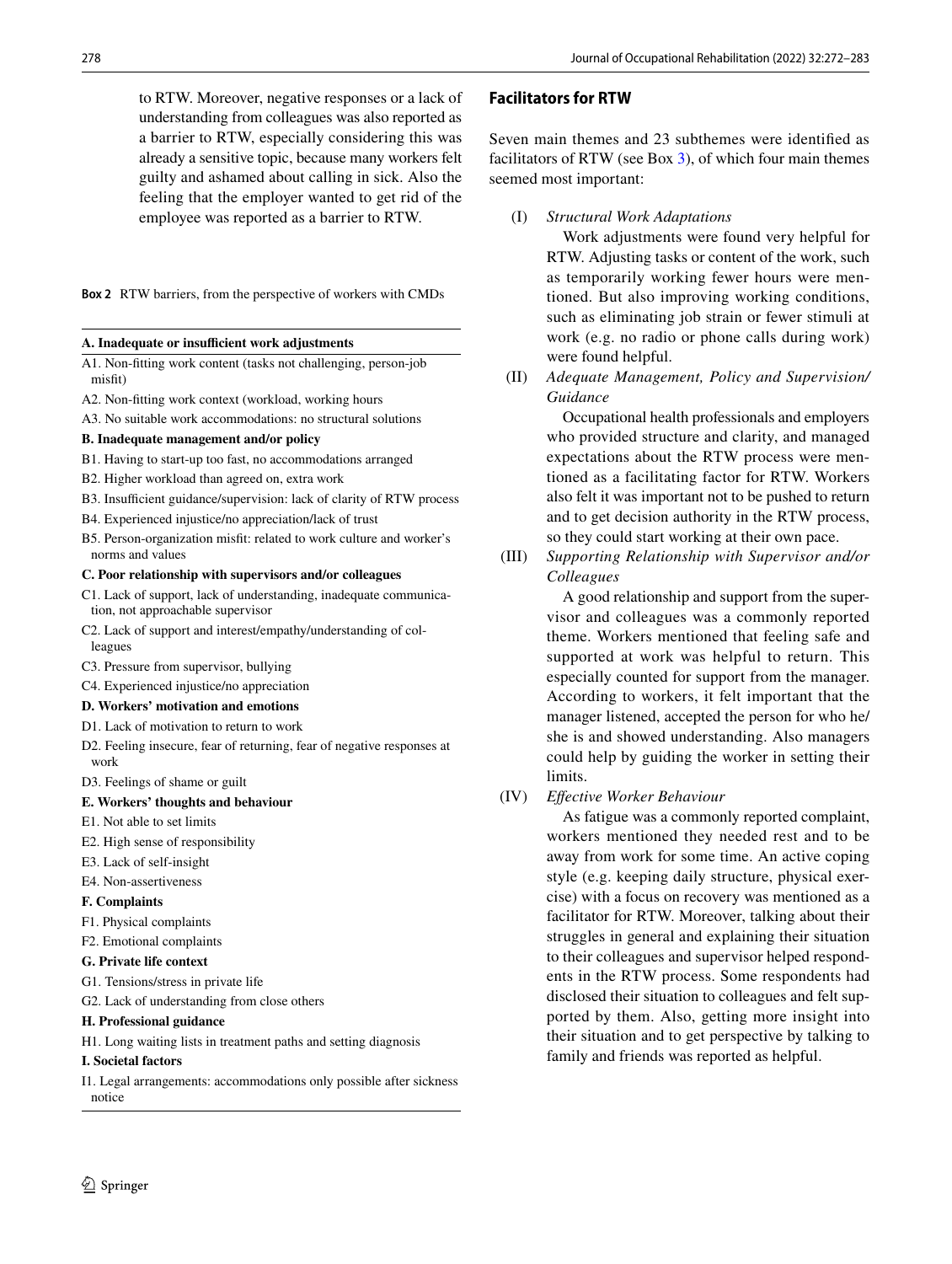to RTW. Moreover, negative responses or a lack of understanding from colleagues was also reported as a barrier to RTW, especially considering this was already a sensitive topic, because many workers felt guilty and ashamed about calling in sick. Also the feeling that the employer wanted to get rid of the employee was reported as a barrier to RTW.

**Box 2** RTW barriers, from the perspective of workers with CMDs

**A. Inadequate or insufficient work adjustments**

A1. Non-fitting work content (tasks not challenging, person-job misfit)

A2. Non-fitting work context (workload, working hours

A3. No suitable work accommodations: no structural solutions

**B. Inadequate management and/or policy**

B1. Having to start-up too fast, no accommodations arranged

B2. Higher workload than agreed on, extra work

B3. Insufficient guidance/supervision: lack of clarity of RTW process

B4. Experienced injustice/no appreciation/lack of trust

B5. Person-organization misfit: related to work culture and worker's norms and values

**C. Poor relationship with supervisors and/or colleagues**

C1. Lack of support, lack of understanding, inadequate communication, not approachable supervisor

C2. Lack of support and interest/empathy/understanding of colleagues

C3. Pressure from supervisor, bullying

C4. Experienced injustice/no appreciation

**D. Workers' motivation and emotions**

D1. Lack of motivation to return to work

D2. Feeling insecure, fear of returning, fear of negative responses at work

D3. Feelings of shame or guilt

**E. Workers' thoughts and behaviour**

E1. Not able to set limits

E2. High sense of responsibility

E3. Lack of self-insight

E4. Non-assertiveness

**F. Complaints**

F1. Physical complaints

F2. Emotional complaints

**G. Private life context**

G1. Tensions/stress in private life

G2. Lack of understanding from close others

**H. Professional guidance**

H1. Long waiting lists in treatment paths and setting diagnosis

**I. Societal factors**

I1. Legal arrangements: accommodations only possible after sickness notice

## Facilitators for RTW

Seven main themes and 23 subthemes were identified as facilitators of RTW (see Box 3), of which four main themes seemed most important:

(I) *Structural Work Adaptations*

Work adjustments were found very helpful for RTW. Adjusting tasks or content of the work, such as temporarily working fewer hours were mentioned. But also improving working conditions, such as eliminating job strain or fewer stimuli at work (e.g. no radio or phone calls during work) were found helpful.

(II) *Adequate Management, Policy and Supervision/Guidance*

Occupational health professionals and employers who provided structure and clarity, and managed expectations about the RTW process were mentioned as a facilitating factor for RTW. Workers also felt it was important not to be pushed to return and to get decision authority in the RTW process, so they could start working at their own pace.

(III) *Supporting Relationship with Supervisor and/or Colleagues*

A good relationship and support from the supervisor and colleagues was a commonly reported theme. Workers mentioned that feeling safe and supported at work was helpful to return. This especially counted for support from the manager. According to workers, it felt important that the manager listened, accepted the person for who he/she is and showed understanding. Also managers could help by guiding the worker in setting their limits.

(IV) *Effective Worker Behaviour*

As fatigue was a commonly reported complaint, workers mentioned they needed rest and to be away from work for some time. An active coping style (e.g. keeping daily structure, physical exercise) with a focus on recovery was mentioned as a facilitator for RTW. Moreover, talking about their struggles in general and explaining their situation to their colleagues and supervisor helped respondents in the RTW process. Some respondents had disclosed their situation to colleagues and felt supported by them. Also, getting more insight into their situation and to get perspective by talking to family and friends was reported as helpful.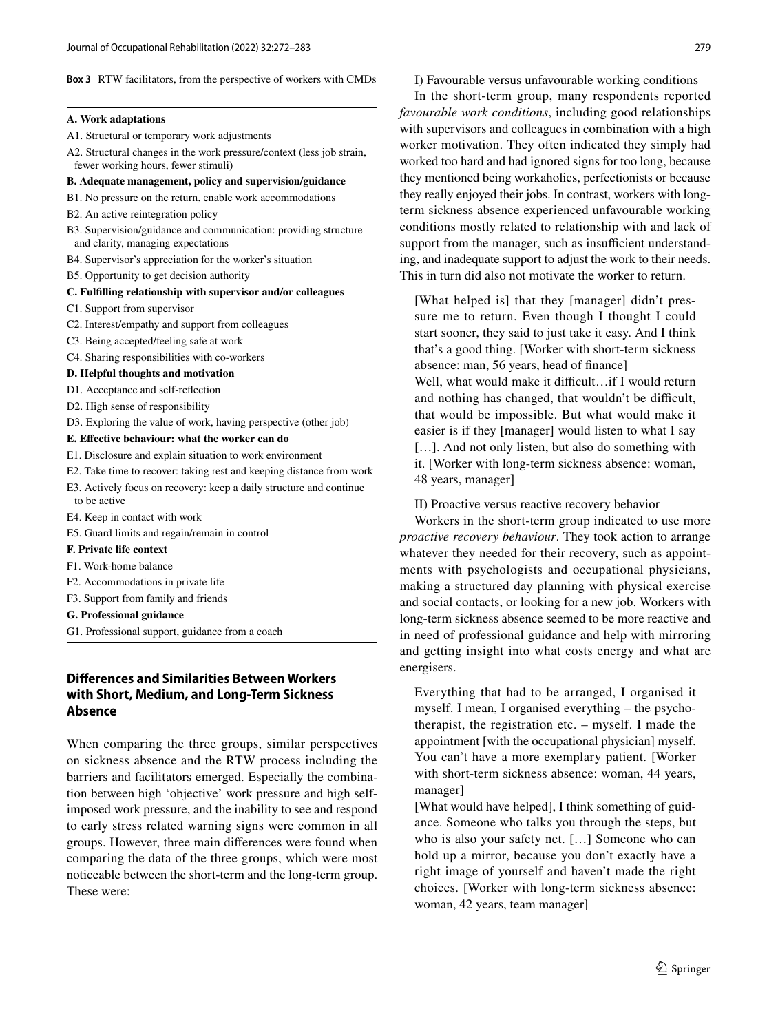**Box 3** RTW facilitators, from the perspective of workers with CMDs

**A. Work adaptations**

A1. Structural or temporary work adjustments

A2. Structural changes in the work pressure/context (less job strain, fewer working hours, fewer stimuli)

**B. Adequate management, policy and supervision/guidance**

B1. No pressure on the return, enable work accommodations

B2. An active reintegration policy

B3. Supervision/guidance and communication: providing structure and clarity, managing expectations

B4. Supervisor's appreciation for the worker's situation

B5. Opportunity to get decision authority

**C. Fulfilling relationship with supervisor and/or colleagues**

C1. Support from supervisor

C2. Interest/empathy and support from colleagues

C3. Being accepted/feeling safe at work

C4. Sharing responsibilities with co-workers

**D. Helpful thoughts and motivation**

D1. Acceptance and self-reflection

D2. High sense of responsibility

D3. Exploring the value of work, having perspective (other job)

**E. Effective behaviour: what the worker can do**

E1. Disclosure and explain situation to work environment

E2. Take time to recover: taking rest and keeping distance from work

E3. Actively focus on recovery: keep a daily structure and continue to be active

E4. Keep in contact with work

E5. Guard limits and regain/remain in control

**F. Private life context**

F1. Work-home balance

F2. Accommodations in private life

F3. Support from family and friends

**G. Professional guidance**

G1. Professional support, guidance from a coach

## Differences and Similarities Between Workers with Short, Medium, and Long-Term Sickness Absence

When comparing the three groups, similar perspectives on sickness absence and the RTW process including the barriers and facilitators emerged. Especially the combination between high 'objective' work pressure and high self-imposed work pressure, and the inability to see and respond to early stress related warning signs were common in all groups. However, three main differences were found when comparing the data of the three groups, which were most noticeable between the short-term and the long-term group. These were:

I) Favourable versus unfavourable working conditions

In the short-term group, many respondents reported *favourable work conditions*, including good relationships with supervisors and colleagues in combination with a high worker motivation. They often indicated they simply had worked too hard and had ignored signs for too long, because they mentioned being workaholics, perfectionists or because they really enjoyed their jobs. In contrast, workers with long-term sickness absence experienced unfavourable working conditions mostly related to relationship with and lack of support from the manager, such as insufficient understanding, and inadequate support to adjust the work to their needs. This in turn did also not motivate the worker to return.

> [What helped is] that they [manager] didn't pressure me to return. Even though I thought I could start sooner, they said to just take it easy. And I think that's a good thing. [Worker with short-term sickness absence: man, 56 years, head of finance]
>
> Well, what would make it difficult…if I would return and nothing has changed, that wouldn't be difficult, that would be impossible. But what would make it easier is if they [manager] would listen to what I say […]. And not only listen, but also do something with it. [Worker with long-term sickness absence: woman, 48 years, manager]

II) Proactive versus reactive recovery behavior

Workers in the short-term group indicated to use more *proactive recovery behaviour*. They took action to arrange whatever they needed for their recovery, such as appointments with psychologists and occupational physicians, making a structured day planning with physical exercise and social contacts, or looking for a new job. Workers with long-term sickness absence seemed to be more reactive and in need of professional guidance and help with mirroring and getting insight into what costs energy and what are energisers.

> Everything that had to be arranged, I organised it myself. I mean, I organised everything – the psychotherapist, the registration etc. – myself. I made the appointment [with the occupational physician] myself. You can't have a more exemplary patient. [Worker with short-term sickness absence: woman, 44 years, manager]
>
> [What would have helped], I think something of guidance. Someone who talks you through the steps, but who is also your safety net. […] Someone who can hold up a mirror, because you don't exactly have a right image of yourself and haven't made the right choices. [Worker with long-term sickness absence: woman, 42 years, team manager]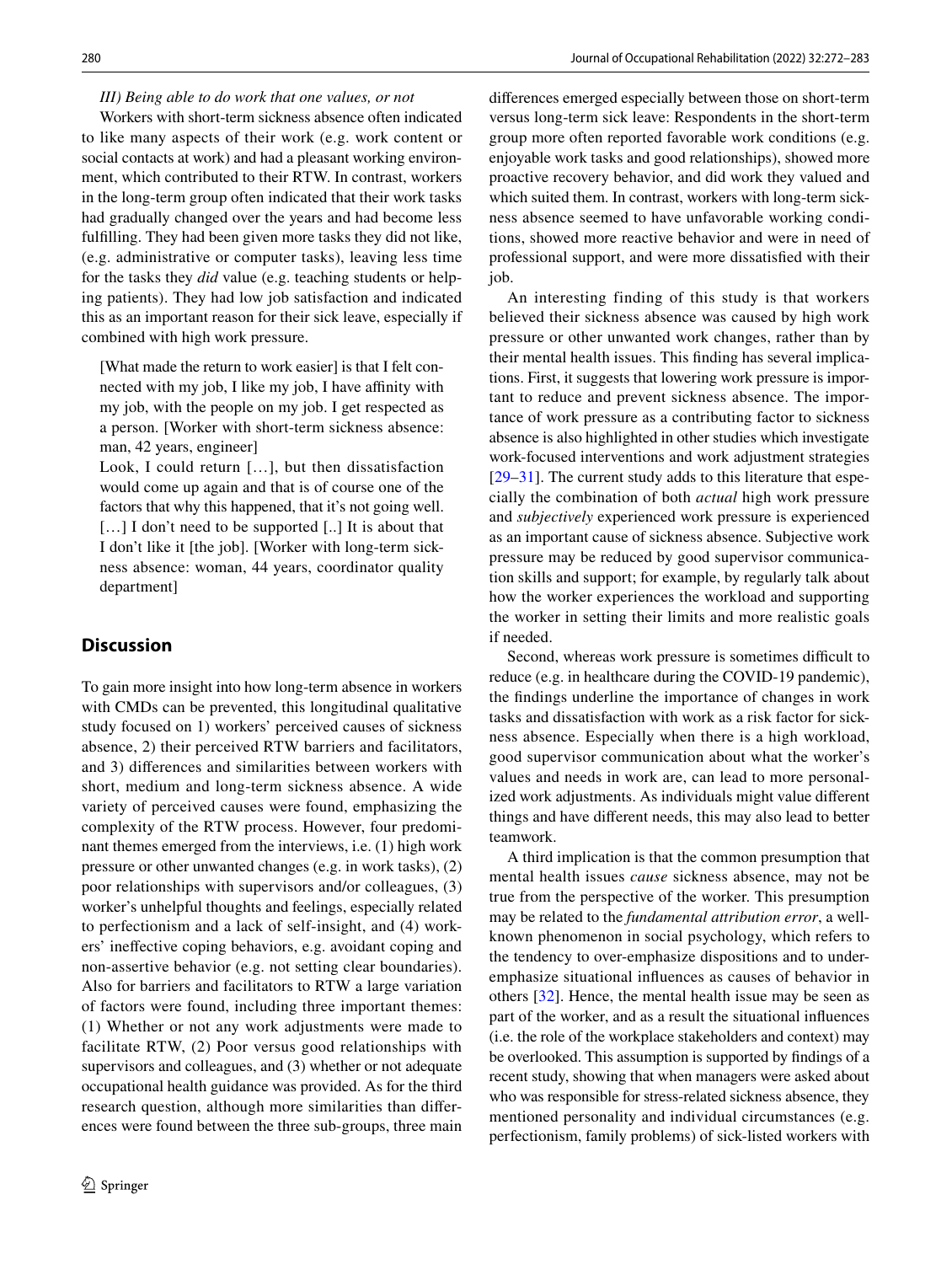*III) Being able to do work that one values, or not*

Workers with short-term sickness absence often indicated to like many aspects of their work (e.g. work content or social contacts at work) and had a pleasant working environment, which contributed to their RTW. In contrast, workers in the long-term group often indicated that their work tasks had gradually changed over the years and had become less fulfilling. They had been given more tasks they did not like, (e.g. administrative or computer tasks), leaving less time for the tasks they *did* value (e.g. teaching students or helping patients). They had low job satisfaction and indicated this as an important reason for their sick leave, especially if combined with high work pressure.

> [What made the return to work easier] is that I felt connected with my job, I like my job, I have affinity with my job, with the people on my job. I get respected as a person. [Worker with short-term sickness absence: man, 42 years, engineer]

> Look, I could return […], but then dissatisfaction would come up again and that is of course one of the factors that why this happened, that it's not going well. […] I don't need to be supported [..] It is about that I don't like it [the job]. [Worker with long-term sickness absence: woman, 44 years, coordinator quality department]

## Discussion

To gain more insight into how long-term absence in workers with CMDs can be prevented, this longitudinal qualitative study focused on 1) workers' perceived causes of sickness absence, 2) their perceived RTW barriers and facilitators, and 3) differences and similarities between workers with short, medium and long-term sickness absence. A wide variety of perceived causes were found, emphasizing the complexity of the RTW process. However, four predominant themes emerged from the interviews, i.e. (1) high work pressure or other unwanted changes (e.g. in work tasks), (2) poor relationships with supervisors and/or colleagues, (3) worker's unhelpful thoughts and feelings, especially related to perfectionism and a lack of self-insight, and (4) workers' ineffective coping behaviors, e.g. avoidant coping and non-assertive behavior (e.g. not setting clear boundaries). Also for barriers and facilitators to RTW a large variation of factors were found, including three important themes: (1) Whether or not any work adjustments were made to facilitate RTW, (2) Poor versus good relationships with supervisors and colleagues, and (3) whether or not adequate occupational health guidance was provided. As for the third research question, although more similarities than differences were found between the three sub-groups, three main differences emerged especially between those on short-term versus long-term sick leave: Respondents in the short-term group more often reported favorable work conditions (e.g. enjoyable work tasks and good relationships), showed more proactive recovery behavior, and did work they valued and which suited them. In contrast, workers with long-term sickness absence seemed to have unfavorable working conditions, showed more reactive behavior and were in need of professional support, and were more dissatisfied with their job.

An interesting finding of this study is that workers believed their sickness absence was caused by high work pressure or other unwanted work changes, rather than by their mental health issues. This finding has several implications. First, it suggests that lowering work pressure is important to reduce and prevent sickness absence. The importance of work pressure as a contributing factor to sickness absence is also highlighted in other studies which investigate work-focused interventions and work adjustment strategies [29–31]. The current study adds to this literature that especially the combination of both *actual* high work pressure and *subjectively* experienced work pressure is experienced as an important cause of sickness absence. Subjective work pressure may be reduced by good supervisor communication skills and support; for example, by regularly talk about how the worker experiences the workload and supporting the worker in setting their limits and more realistic goals if needed.

Second, whereas work pressure is sometimes difficult to reduce (e.g. in healthcare during the COVID-19 pandemic), the findings underline the importance of changes in work tasks and dissatisfaction with work as a risk factor for sickness absence. Especially when there is a high workload, good supervisor communication about what the worker's values and needs in work are, can lead to more personalized work adjustments. As individuals might value different things and have different needs, this may also lead to better teamwork.

A third implication is that the common presumption that mental health issues *cause* sickness absence, may not be true from the perspective of the worker. This presumption may be related to the *fundamental attribution error*, a well-known phenomenon in social psychology, which refers to the tendency to over-emphasize dispositions and to under-emphasize situational influences as causes of behavior in others [32]. Hence, the mental health issue may be seen as part of the worker, and as a result the situational influences (i.e. the role of the workplace stakeholders and context) may be overlooked. This assumption is supported by findings of a recent study, showing that when managers were asked about who was responsible for stress-related sickness absence, they mentioned personality and individual circumstances (e.g. perfectionism, family problems) of sick-listed workers with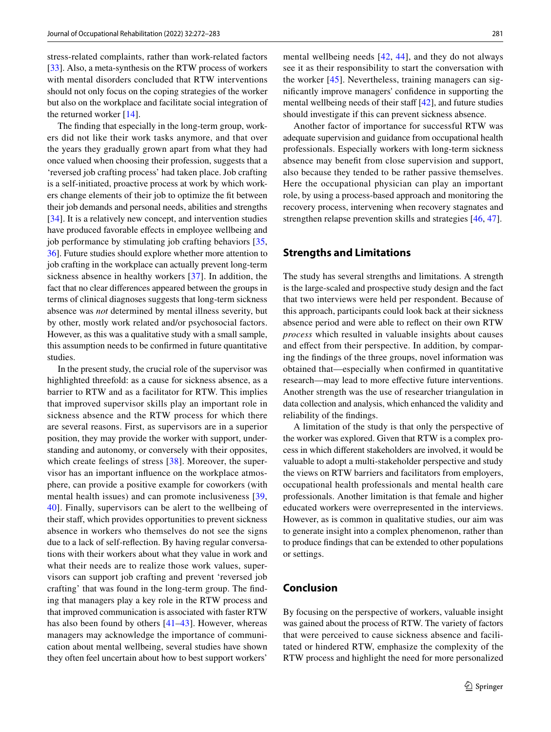stress-related complaints, rather than work-related factors [33]. Also, a meta-synthesis on the RTW process of workers with mental disorders concluded that RTW interventions should not only focus on the coping strategies of the worker but also on the workplace and facilitate social integration of the returned worker [14].

The finding that especially in the long-term group, workers did not like their work tasks anymore, and that over the years they gradually grown apart from what they had once valued when choosing their profession, suggests that a 'reversed job crafting process' had taken place. Job crafting is a self-initiated, proactive process at work by which workers change elements of their job to optimize the fit between their job demands and personal needs, abilities and strengths [34]. It is a relatively new concept, and intervention studies have produced favorable effects in employee wellbeing and job performance by stimulating job crafting behaviors [35, 36]. Future studies should explore whether more attention to job crafting in the workplace can actually prevent long-term sickness absence in healthy workers [37]. In addition, the fact that no clear differences appeared between the groups in terms of clinical diagnoses suggests that long-term sickness absence was *not* determined by mental illness severity, but by other, mostly work related and/or psychosocial factors. However, as this was a qualitative study with a small sample, this assumption needs to be confirmed in future quantitative studies.

In the present study, the crucial role of the supervisor was highlighted threefold: as a cause for sickness absence, as a barrier to RTW and as a facilitator for RTW. This implies that improved supervisor skills play an important role in sickness absence and the RTW process for which there are several reasons. First, as supervisors are in a superior position, they may provide the worker with support, understanding and autonomy, or conversely with their opposites, which create feelings of stress [38]. Moreover, the supervisor has an important influence on the workplace atmosphere, can provide a positive example for coworkers (with mental health issues) and can promote inclusiveness [39, 40]. Finally, supervisors can be alert to the wellbeing of their staff, which provides opportunities to prevent sickness absence in workers who themselves do not see the signs due to a lack of self-reflection. By having regular conversations with their workers about what they value in work and what their needs are to realize those work values, supervisors can support job crafting and prevent 'reversed job crafting' that was found in the long-term group. The finding that managers play a key role in the RTW process and that improved communication is associated with faster RTW has also been found by others [41–43]. However, whereas managers may acknowledge the importance of communication about mental wellbeing, several studies have shown they often feel uncertain about how to best support workers' mental wellbeing needs [42, 44], and they do not always see it as their responsibility to start the conversation with the worker [45]. Nevertheless, training managers can significantly improve managers' confidence in supporting the mental wellbeing needs of their staff [42], and future studies should investigate if this can prevent sickness absence.

Another factor of importance for successful RTW was adequate supervision and guidance from occupational health professionals. Especially workers with long-term sickness absence may benefit from close supervision and support, also because they tended to be rather passive themselves. Here the occupational physician can play an important role, by using a process-based approach and monitoring the recovery process, intervening when recovery stagnates and strengthen relapse prevention skills and strategies [46, 47].

## Strengths and Limitations

The study has several strengths and limitations. A strength is the large-scaled and prospective study design and the fact that two interviews were held per respondent. Because of this approach, participants could look back at their sickness absence period and were able to reflect on their own RTW *process* which resulted in valuable insights about causes and effect from their perspective. In addition, by comparing the findings of the three groups, novel information was obtained that—especially when confirmed in quantitative research—may lead to more effective future interventions. Another strength was the use of researcher triangulation in data collection and analysis, which enhanced the validity and reliability of the findings.

A limitation of the study is that only the perspective of the worker was explored. Given that RTW is a complex process in which different stakeholders are involved, it would be valuable to adopt a multi-stakeholder perspective and study the views on RTW barriers and facilitators from employers, occupational health professionals and mental health care professionals. Another limitation is that female and higher educated workers were overrepresented in the interviews. However, as is common in qualitative studies, our aim was to generate insight into a complex phenomenon, rather than to produce findings that can be extended to other populations or settings.

## Conclusion

By focusing on the perspective of workers, valuable insight was gained about the process of RTW. The variety of factors that were perceived to cause sickness absence and facilitated or hindered RTW, emphasize the complexity of the RTW process and highlight the need for more personalized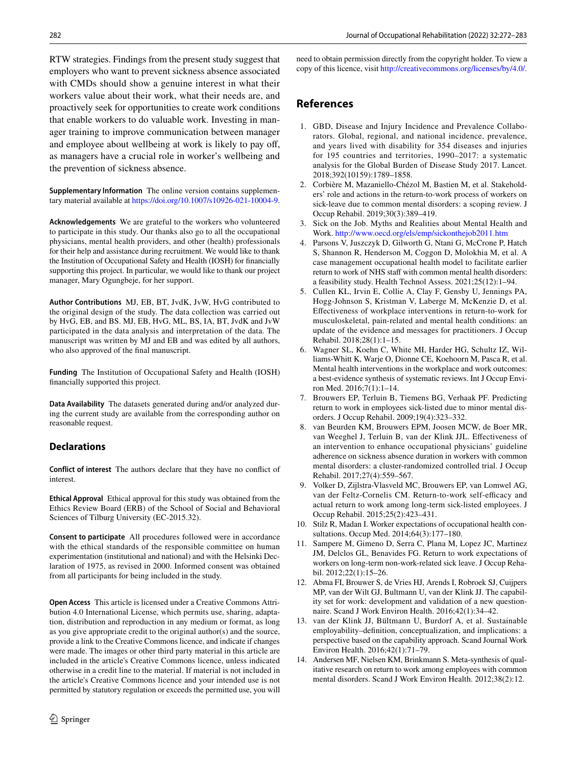RTW strategies. Findings from the present study suggest that employers who want to prevent sickness absence associated with CMDs should show a genuine interest in what their workers value about their work, what their needs are, and proactively seek for opportunities to create work conditions that enable workers to do valuable work. Investing in manager training to improve communication between manager and employee about wellbeing at work is likely to pay off, as managers have a crucial role in worker's wellbeing and the prevention of sickness absence.

**Supplementary Information** The online version contains supplementary material available at https://doi.org/10.1007/s10926-021-10004-9.

**Acknowledgements** We are grateful to the workers who volunteered to participate in this study. Our thanks also go to all the occupational physicians, mental health providers, and other (health) professionals for their help and assistance during recruitment. We would like to thank the Institution of Occupational Safety and Health (IOSH) for financially supporting this project. In particular, we would like to thank our project manager, Mary Ogungbeje, for her support.

**Author Contributions** MJ, EB, BT, JvdK, JvW, HvG contributed to the original design of the study. The data collection was carried out by HvG, EB, and BS. MJ, EB, HvG, ML, BS, IA, BT, JvdK and JvW participated in the data analysis and interpretation of the data. The manuscript was written by MJ and EB and was edited by all authors, who also approved of the final manuscript.

**Funding** The Institution of Occupational Safety and Health (IOSH) financially supported this project.

**Data Availability** The datasets generated during and/or analyzed during the current study are available from the corresponding author on reasonable request.

## Declarations

**Conflict of interest** The authors declare that they have no conflict of interest.

**Ethical Approval** Ethical approval for this study was obtained from the Ethics Review Board (ERB) of the School of Social and Behavioral Sciences of Tilburg University (EC-2015.32).

**Consent to participate** All procedures followed were in accordance with the ethical standards of the responsible committee on human experimentation (institutional and national) and with the Helsinki Declaration of 1975, as revised in 2000. Informed consent was obtained from all participants for being included in the study.

**Open Access** This article is licensed under a Creative Commons Attribution 4.0 International License, which permits use, sharing, adaptation, distribution and reproduction in any medium or format, as long as you give appropriate credit to the original author(s) and the source, provide a link to the Creative Commons licence, and indicate if changes were made. The images or other third party material in this article are included in the article's Creative Commons licence, unless indicated otherwise in a credit line to the material. If material is not included in the article's Creative Commons licence and your intended use is not permitted by statutory regulation or exceeds the permitted use, you will need to obtain permission directly from the copyright holder. To view a copy of this licence, visit http://creativecommons.org/licenses/by/4.0/.

## References

1. GBD, Disease and Injury Incidence and Prevalence Collaborators. Global, regional, and national incidence, prevalence, and years lived with disability for 354 diseases and injuries for 195 countries and territories, 1990–2017: a systematic analysis for the Global Burden of Disease Study 2017. Lancet. 2018;392(10159):1789–1858.
2. Corbière M, Mazaniello-Chézol M, Bastien M, et al. Stakeholders' role and actions in the return-to-work process of workers on sick-leave due to common mental disorders: a scoping review. J Occup Rehabil. 2019;30(3):389–419.
3. Sick on the Job. Myths and Realities about Mental Health and Work. http://www.oecd.org/els/emp/sickonthejob2011.htm
4. Parsons V, Juszczyk D, Gilworth G, Ntani G, McCrone P, Hatch S, Shannon R, Henderson M, Coggon D, Molokhia M, et al. A case management occupational health model to facilitate earlier return to work of NHS staff with common mental health disorders: a feasibility study. Health Technol Assess. 2021;25(12):1–94.
5. Cullen KL, Irvin E, Collie A, Clay F, Gensby U, Jennings PA, Hogg-Johnson S, Kristman V, Laberge M, McKenzie D, et al. Effectiveness of workplace interventions in return-to-work for musculoskeletal, pain-related and mental health conditions: an update of the evidence and messages for practitioners. J Occup Rehabil. 2018;28(1):1–15.
6. Wagner SL, Koehn C, White MI, Harder HG, Schultz IZ, Williams-Whitt K, Warje O, Dionne CE, Koehoorn M, Pasca R, et al. Mental health interventions in the workplace and work outcomes: a best-evidence synthesis of systematic reviews. Int J Occup Environ Med. 2016;7(1):1–14.
7. Brouwers EP, Terluin B, Tiemens BG, Verhaak PF. Predicting return to work in employees sick-listed due to minor mental disorders. J Occup Rehabil. 2009;19(4):323–332.
8. van Beurden KM, Brouwers EPM, Joosen MCW, de Boer MR, van Weeghel J, Terluin B, van der Klink JJL. Effectiveness of an intervention to enhance occupational physicians' guideline adherence on sickness absence duration in workers with common mental disorders: a cluster-randomized controlled trial. J Occup Rehabil. 2017;27(4):559–567.
9. Volker D, Zijlstra-Vlasveld MC, Brouwers EP, van Lomwel AG, van der Feltz-Cornelis CM. Return-to-work self-efficacy and actual return to work among long-term sick-listed employees. J Occup Rehabil. 2015;25(2):423–431.
10. Stilz R, Madan I. Worker expectations of occupational health consultations. Occup Med. 2014;64(3):177–180.
11. Sampere M, Gimeno D, Serra C, Plana M, Lopez JC, Martinez JM, Delclos GL, Benavides FG. Return to work expectations of workers on long-term non-work-related sick leave. J Occup Rehabil. 2012;22(1):15–26.
12. Abma FI, Brouwer S, de Vries HJ, Arends I, Robroek SJ, Cuijpers MP, van der Wilt GJ, Bultmann U, van der Klink JJ. The capability set for work: development and validation of a new questionnaire. Scand J Work Environ Health. 2016;42(1):34–42.
13. van der Klink JJ, Bültmann U, Burdorf A, et al. Sustainable employability–definition, conceptualization, and implications: a perspective based on the capability approach. Scand Journal Work Environ Health. 2016;42(1):71–79.
14. Andersen MF, Nielsen KM, Brinkmann S. Meta-synthesis of qualitative research on return to work among employees with common mental disorders. Scand J Work Environ Health. 2012;38(2):12.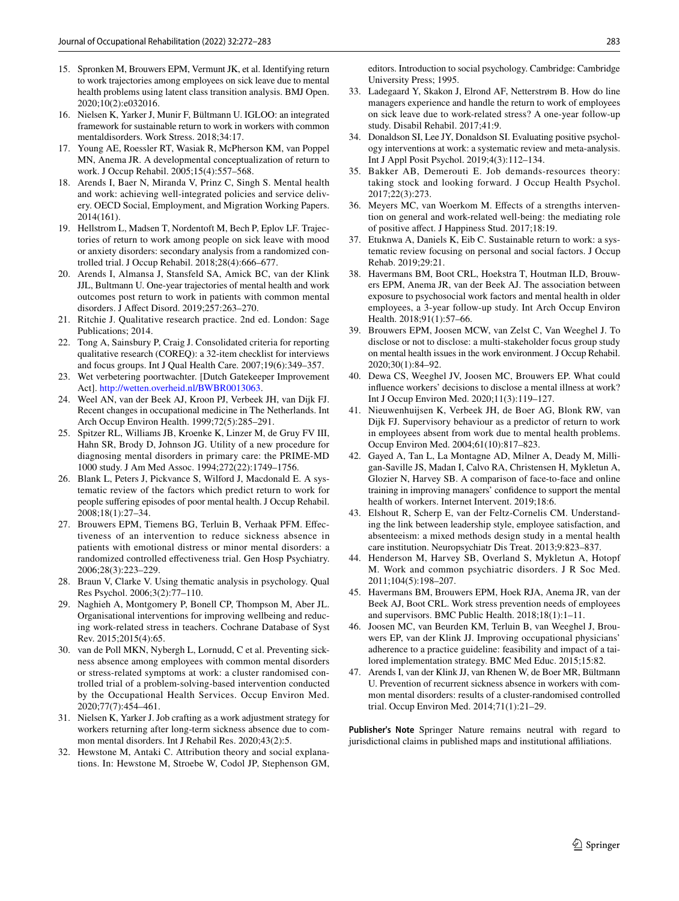15. Spronken M, Brouwers EPM, Vermunt JK, et al. Identifying return to work trajectories among employees on sick leave due to mental health problems using latent class transition analysis. BMJ Open. 2020;10(2):e032016.
16. Nielsen K, Yarker J, Munir F, Bültmann U. IGLOO: an integrated framework for sustainable return to work in workers with common mentaldisorders. Work Stress. 2018;34:17.
17. Young AE, Roessler RT, Wasiak R, McPherson KM, van Poppel MN, Anema JR. A developmental conceptualization of return to work. J Occup Rehabil. 2005;15(4):557–568.
18. Arends I, Baer N, Miranda V, Prinz C, Singh S. Mental health and work: achieving well-integrated policies and service delivery. OECD Social, Employment, and Migration Working Papers. 2014(161).
19. Hellstrom L, Madsen T, Nordentoft M, Bech P, Eplov LF. Trajectories of return to work among people on sick leave with mood or anxiety disorders: secondary analysis from a randomized controlled trial. J Occup Rehabil. 2018;28(4):666–677.
20. Arends I, Almansa J, Stansfeld SA, Amick BC, van der Klink JJL, Bultmann U. One-year trajectories of mental health and work outcomes post return to work in patients with common mental disorders. J Affect Disord. 2019;257:263–270.
21. Ritchie J. Qualitative research practice. 2nd ed. London: Sage Publications; 2014.
22. Tong A, Sainsbury P, Craig J. Consolidated criteria for reporting qualitative research (COREQ): a 32-item checklist for interviews and focus groups. Int J Qual Health Care. 2007;19(6):349–357.
23. Wet verbetering poortwachter. [Dutch Gatekeeper Improvement Act]. http://wetten.overheid.nl/BWBR0013063.
24. Weel AN, van der Beek AJ, Kroon PJ, Verbeek JH, van Dijk FJ. Recent changes in occupational medicine in The Netherlands. Int Arch Occup Environ Health. 1999;72(5):285–291.
25. Spitzer RL, Williams JB, Kroenke K, Linzer M, de Gruy FV III, Hahn SR, Brody D, Johnson JG. Utility of a new procedure for diagnosing mental disorders in primary care: the PRIME-MD 1000 study. J Am Med Assoc. 1994;272(22):1749–1756.
26. Blank L, Peters J, Pickvance S, Wilford J, Macdonald E. A systematic review of the factors which predict return to work for people suffering episodes of poor mental health. J Occup Rehabil. 2008;18(1):27–34.
27. Brouwers EPM, Tiemens BG, Terluin B, Verhaak PFM. Effectiveness of an intervention to reduce sickness absence in patients with emotional distress or minor mental disorders: a randomized controlled effectiveness trial. Gen Hosp Psychiatry. 2006;28(3):223–229.
28. Braun V, Clarke V. Using thematic analysis in psychology. Qual Res Psychol. 2006;3(2):77–110.
29. Naghieh A, Montgomery P, Bonell CP, Thompson M, Aber JL. Organisational interventions for improving wellbeing and reducing work-related stress in teachers. Cochrane Database of Syst Rev. 2015;2015(4):65.
30. van de Poll MKN, Nybergh L, Lornudd, C et al. Preventing sickness absence among employees with common mental disorders or stress-related symptoms at work: a cluster randomised controlled trial of a problem-solving-based intervention conducted by the Occupational Health Services. Occup Environ Med. 2020;77(7):454–461.
31. Nielsen K, Yarker J. Job crafting as a work adjustment strategy for workers returning after long-term sickness absence due to common mental disorders. Int J Rehabil Res. 2020;43(2):5.
32. Hewstone M, Antaki C. Attribution theory and social explanations. In: Hewstone M, Stroebe W, Codol JP, Stephenson GM, editors. Introduction to social psychology. Cambridge: Cambridge University Press; 1995.
33. Ladegaard Y, Skakon J, Elrond AF, Netterstrøm B. How do line managers experience and handle the return to work of employees on sick leave due to work-related stress? A one-year follow-up study. Disabil Rehabil. 2017;41:9.
34. Donaldson SI, Lee JY, Donaldson SI. Evaluating positive psychology interventions at work: a systematic review and meta-analysis. Int J Appl Posit Psychol. 2019;4(3):112–134.
35. Bakker AB, Demerouti E. Job demands-resources theory: taking stock and looking forward. J Occup Health Psychol. 2017;22(3):273.
36. Meyers MC, van Woerkom M. Effects of a strengths intervention on general and work-related well-being: the mediating role of positive affect. J Happiness Stud. 2017;18:19.
37. Etuknwa A, Daniels K, Eib C. Sustainable return to work: a systematic review focusing on personal and social factors. J Occup Rehab. 2019;29:21.
38. Havermans BM, Boot CRL, Hoekstra T, Houtman ILD, Brouwers EPM, Anema JR, van der Beek AJ. The association between exposure to psychosocial work factors and mental health in older employees, a 3-year follow-up study. Int Arch Occup Environ Health. 2018;91(1):57–66.
39. Brouwers EPM, Joosen MCW, van Zelst C, Van Weeghel J. To disclose or not to disclose: a multi-stakeholder focus group study on mental health issues in the work environment. J Occup Rehabil. 2020;30(1):84–92.
40. Dewa CS, Weeghel JV, Joosen MC, Brouwers EP. What could influence workers' decisions to disclose a mental illness at work? Int J Occup Environ Med. 2020;11(3):119–127.
41. Nieuwenhuijsen K, Verbeek JH, de Boer AG, Blonk RW, van Dijk FJ. Supervisory behaviour as a predictor of return to work in employees absent from work due to mental health problems. Occup Environ Med. 2004;61(10):817–823.
42. Gayed A, Tan L, La Montagne AD, Milner A, Deady M, Milligan-Saville JS, Madan I, Calvo RA, Christensen H, Mykletun A, Glozier N, Harvey SB. A comparison of face-to-face and online training in improving managers' confidence to support the mental health of workers. Internet Intervent. 2019;18:6.
43. Elshout R, Scherp E, van der Feltz-Cornelis CM. Understanding the link between leadership style, employee satisfaction, and absenteeism: a mixed methods design study in a mental health care institution. Neuropsychiatr Dis Treat. 2013;9:823–837.
44. Henderson M, Harvey SB, Overland S, Mykletun A, Hotopf M. Work and common psychiatric disorders. J R Soc Med. 2011;104(5):198–207.
45. Havermans BM, Brouwers EPM, Hoek RJA, Anema JR, van der Beek AJ, Boot CRL. Work stress prevention needs of employees and supervisors. BMC Public Health. 2018;18(1):1–11.
46. Joosen MC, van Beurden KM, Terluin B, van Weeghel J, Brouwers EP, van der Klink JJ. Improving occupational physicians' adherence to a practice guideline: feasibility and impact of a tailored implementation strategy. BMC Med Educ. 2015;15:82.
47. Arends I, van der Klink JJ, van Rhenen W, de Boer MR, Bültmann U. Prevention of recurrent sickness absence in workers with common mental disorders: results of a cluster-randomised controlled trial. Occup Environ Med. 2014;71(1):21–29.

**Publisher's Note** Springer Nature remains neutral with regard to jurisdictional claims in published maps and institutional affiliations.